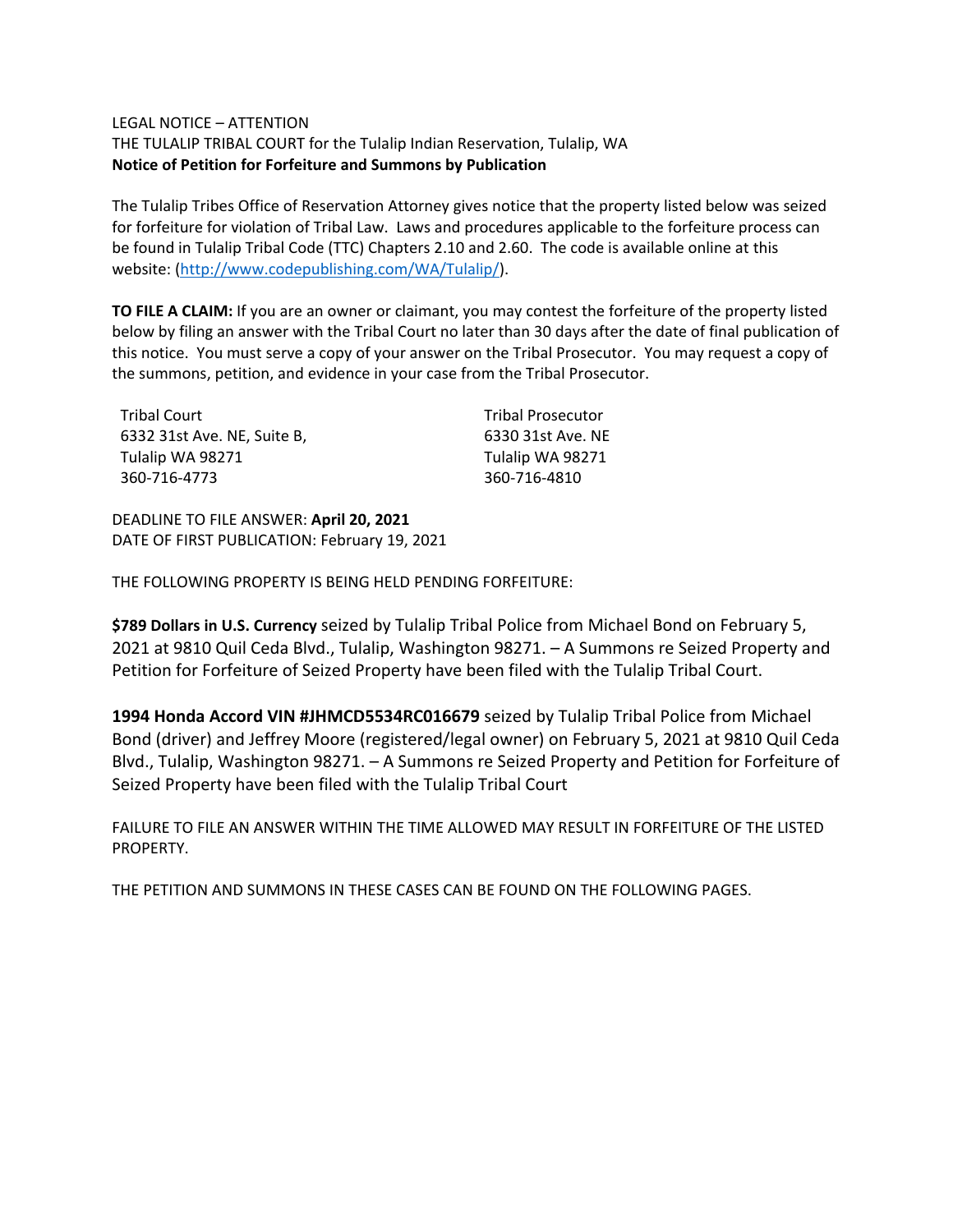LEGAL NOTICE – ATTENTION

THE TULALIP TRIBAL COURT for the Tulalip Indian Reservation, Tulalip, WA

**Notice of Petition for Forfeiture and Summons by Publication**

The Tulalip Tribes Office of Reservation Attorney gives notice that the property listed below was seized for forfeiture for violation of Tribal Law. Laws and procedures applicable to the forfeiture process can be found in Tulalip Tribal Code (TTC) Chapters 2.10 and 2.60. The code is available online at this website: (http://www.codepublishing.com/WA/Tulalip/).

**TO FILE A CLAIM:** If you are an owner or claimant, you may contest the forfeiture of the property listed below by filing an answer with the Tribal Court no later than 30 days after the date of final publication of this notice. You must serve a copy of your answer on the Tribal Prosecutor. You may request a copy of the summons, petition, and evidence in your case from the Tribal Prosecutor.

Tribal Court
6332 31st Ave. NE, Suite B,
Tulalip WA 98271
360-716-4773

Tribal Prosecutor
6330 31st Ave. NE
Tulalip WA 98271
360-716-4810

DEADLINE TO FILE ANSWER: **April 20, 2021**

DATE OF FIRST PUBLICATION: February 19, 2021

THE FOLLOWING PROPERTY IS BEING HELD PENDING FORFEITURE:

**$789 Dollars in U.S. Currency** seized by Tulalip Tribal Police from Michael Bond on February 5, 2021 at 9810 Quil Ceda Blvd., Tulalip, Washington 98271. – A Summons re Seized Property and Petition for Forfeiture of Seized Property have been filed with the Tulalip Tribal Court.

**1994 Honda Accord VIN #JHMCD5534RC016679** seized by Tulalip Tribal Police from Michael Bond (driver) and Jeffrey Moore (registered/legal owner) on February 5, 2021 at 9810 Quil Ceda Blvd., Tulalip, Washington 98271. – A Summons re Seized Property and Petition for Forfeiture of Seized Property have been filed with the Tulalip Tribal Court

FAILURE TO FILE AN ANSWER WITHIN THE TIME ALLOWED MAY RESULT IN FORFEITURE OF THE LISTED PROPERTY.

THE PETITION AND SUMMONS IN THESE CASES CAN BE FOUND ON THE FOLLOWING PAGES.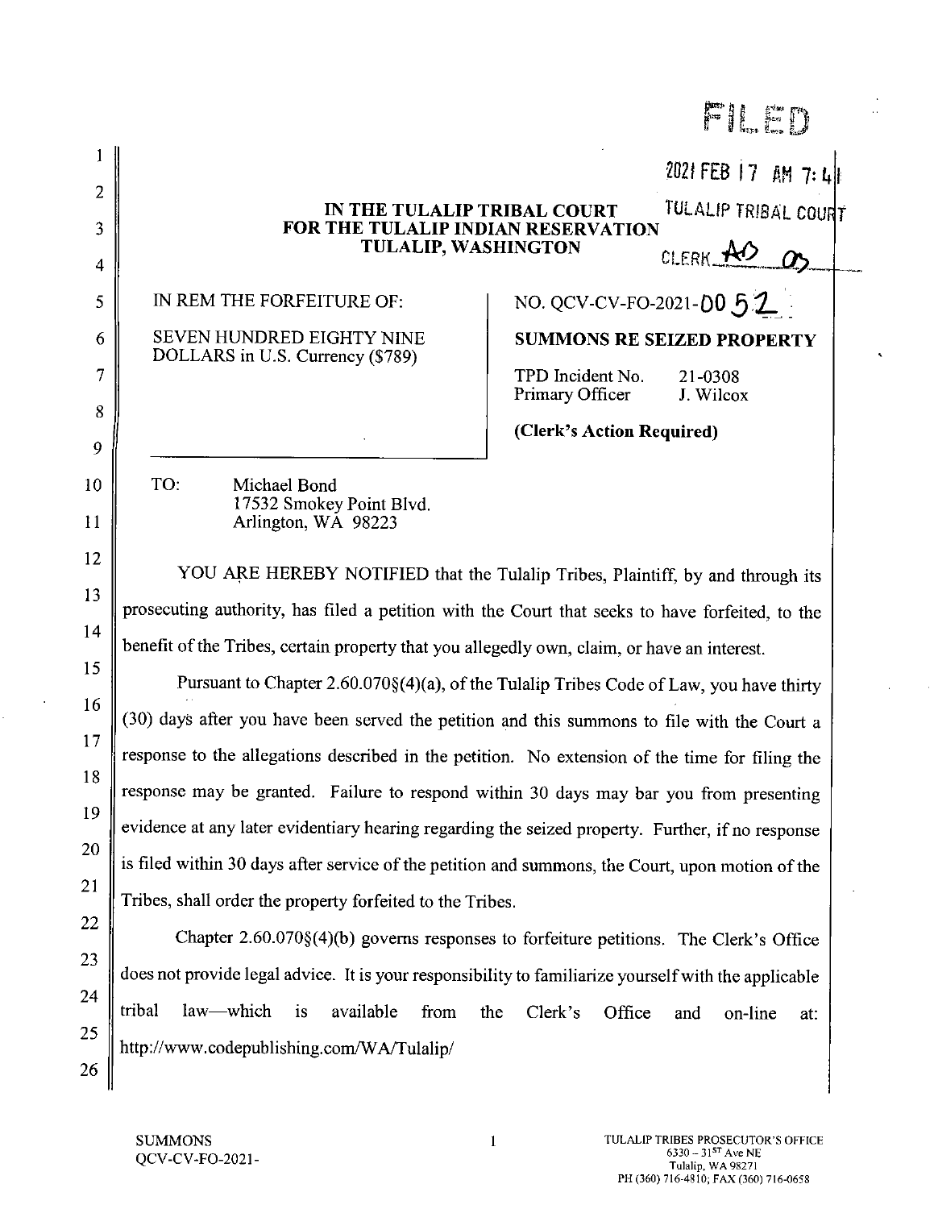FILED

2021 FEB 17 AM 7:41

TULALIP TRIBAL COURT

CLERK AO

**IN THE TULALIP TRIBAL COURT**
**FOR THE TULALIP INDIAN RESERVATION**
**TULALIP, WASHINGTON**

| IN REM THE FORFEITURE OF: SEVEN HUNDRED EIGHTY NINE DOLLARS in U.S. Currency ($789) | NO. QCV-CV-FO-2021-0052 |
|---|---|
| | **SUMMONS RE SEIZED PROPERTY** |
| | TPD Incident No. 21-0308 |
| | Primary Officer J. Wilcox |
| | **(Clerk's Action Required)** |

TO: Michael Bond
17532 Smokey Point Blvd.
Arlington, WA 98223

YOU ARE HEREBY NOTIFIED that the Tulalip Tribes, Plaintiff, by and through its prosecuting authority, has filed a petition with the Court that seeks to have forfeited, to the benefit of the Tribes, certain property that you allegedly own, claim, or have an interest.

Pursuant to Chapter 2.60.070§(4)(a), of the Tulalip Tribes Code of Law, you have thirty (30) days after you have been served the petition and this summons to file with the Court a response to the allegations described in the petition. No extension of the time for filing the response may be granted. Failure to respond within 30 days may bar you from presenting evidence at any later evidentiary hearing regarding the seized property. Further, if no response is filed within 30 days after service of the petition and summons, the Court, upon motion of the Tribes, shall order the property forfeited to the Tribes.

Chapter 2.60.070§(4)(b) governs responses to forfeiture petitions. The Clerk's Office does not provide legal advice. It is your responsibility to familiarize yourself with the applicable tribal law—which is available from the Clerk's Office and on-line at: http://www.codepublishing.com/WA/Tulalip/

SUMMONS
QCV-CV-FO-2021-

TULALIP TRIBES PROSECUTOR'S OFFICE
6330 – 31ST Ave NE
Tulalip, WA 98271
PH (360) 716-4810; FAX (360) 716-0658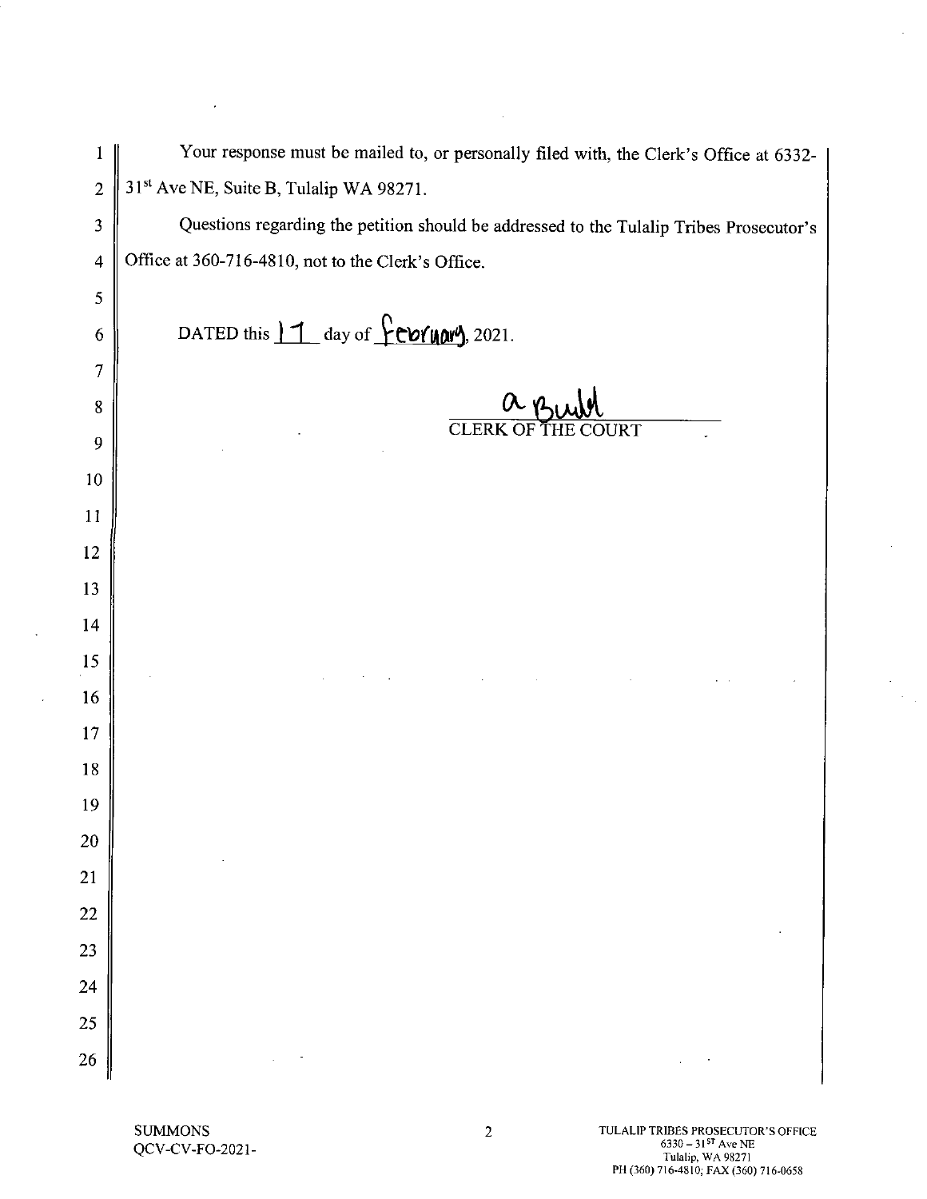Your response must be mailed to, or personally filed with, the Clerk's Office at 6332-31st Ave NE, Suite B, Tulalip WA 98271.

Questions regarding the petition should be addressed to the Tulalip Tribes Prosecutor's Office at 360-716-4810, not to the Clerk's Office.

DATED this 17 day of February, 2021.

a Build

CLERK OF THE COURT

SUMMONS
QCV-CV-FO-2021-

TULALIP TRIBES PROSECUTOR'S OFFICE
6330 – 31ST Ave NE
Tulalip, WA 98271
PH (360) 716-4810; FAX (360) 716-0658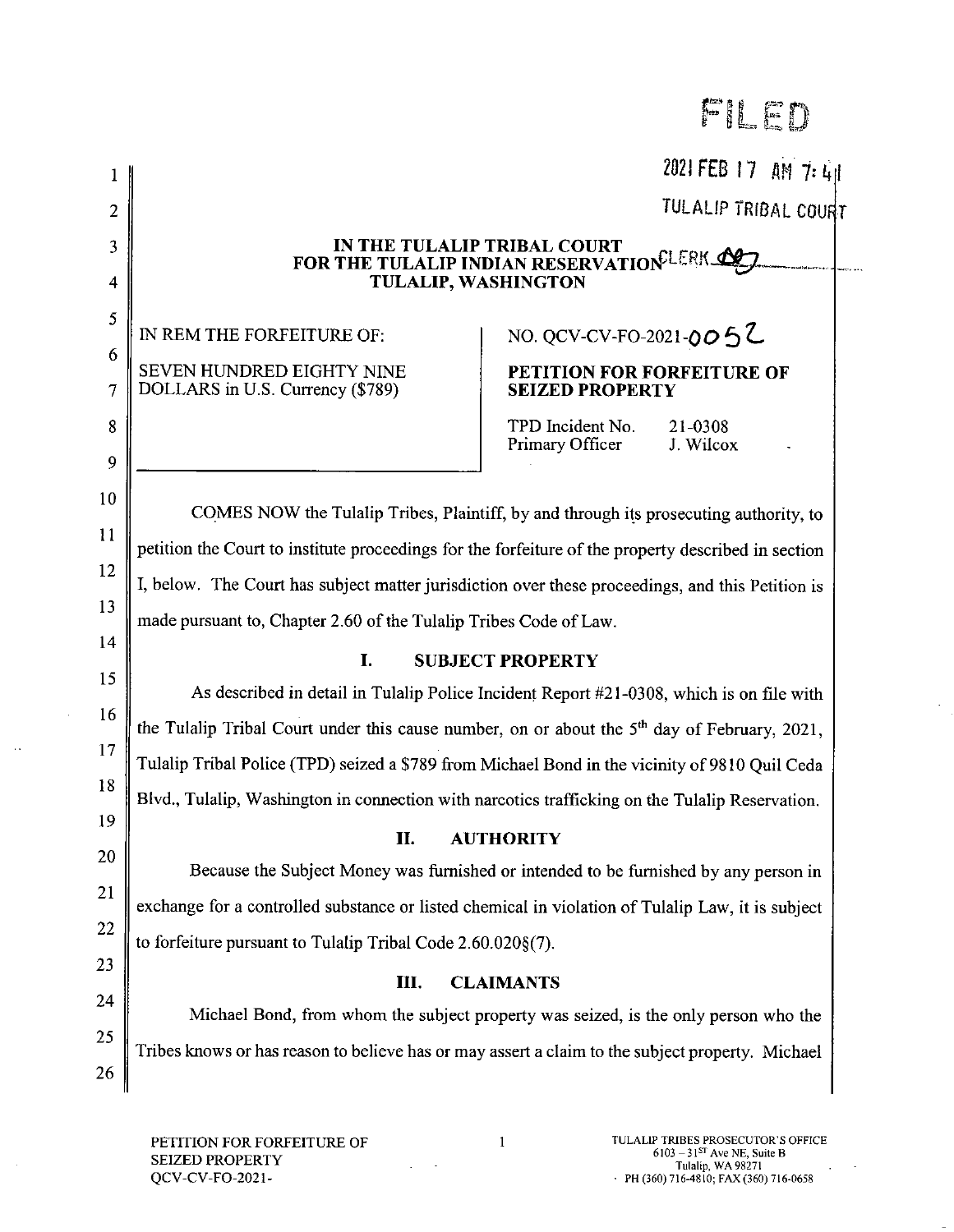FILED

2021 FEB 17 AM 7:41

TULALIP TRIBAL COURT

CLERK

**IN THE TULALIP TRIBAL COURT**
**FOR THE TULALIP INDIAN RESERVATION**
**TULALIP, WASHINGTON**

| | |
|---|---|
| IN REM THE FORFEITURE OF:<br><br>SEVEN HUNDRED EIGHTY NINE DOLLARS in U.S. Currency ($789) | NO. QCV-CV-FO-2021-0052<br><br>**PETITION FOR FORFEITURE OF SEIZED PROPERTY**<br><br>TPD Incident No. 21-0308<br>Primary Officer J. Wilcox |

COMES NOW the Tulalip Tribes, Plaintiff, by and through its prosecuting authority, to petition the Court to institute proceedings for the forfeiture of the property described in section I, below. The Court has subject matter jurisdiction over these proceedings, and this Petition is made pursuant to, Chapter 2.60 of the Tulalip Tribes Code of Law.

## I. SUBJECT PROPERTY

As described in detail in Tulalip Police Incident Report #21-0308, which is on file with the Tulalip Tribal Court under this cause number, on or about the 5th day of February, 2021, Tulalip Tribal Police (TPD) seized a $789 from Michael Bond in the vicinity of 9810 Quil Ceda Blvd., Tulalip, Washington in connection with narcotics trafficking on the Tulalip Reservation.

## II. AUTHORITY

Because the Subject Money was furnished or intended to be furnished by any person in exchange for a controlled substance or listed chemical in violation of Tulalip Law, it is subject to forfeiture pursuant to Tulalip Tribal Code 2.60.020§(7).

## III. CLAIMANTS

Michael Bond, from whom the subject property was seized, is the only person who the Tribes knows or has reason to believe has or may assert a claim to the subject property. Michael

PETITION FOR FORFEITURE OF SEIZED PROPERTY
QCV-CV-FO-2021-

TULALIP TRIBES PROSECUTOR'S OFFICE
6103 – 31ST Ave NE, Suite B
Tulalip, WA 98271
PH (360) 716-4810; FAX (360) 716-0658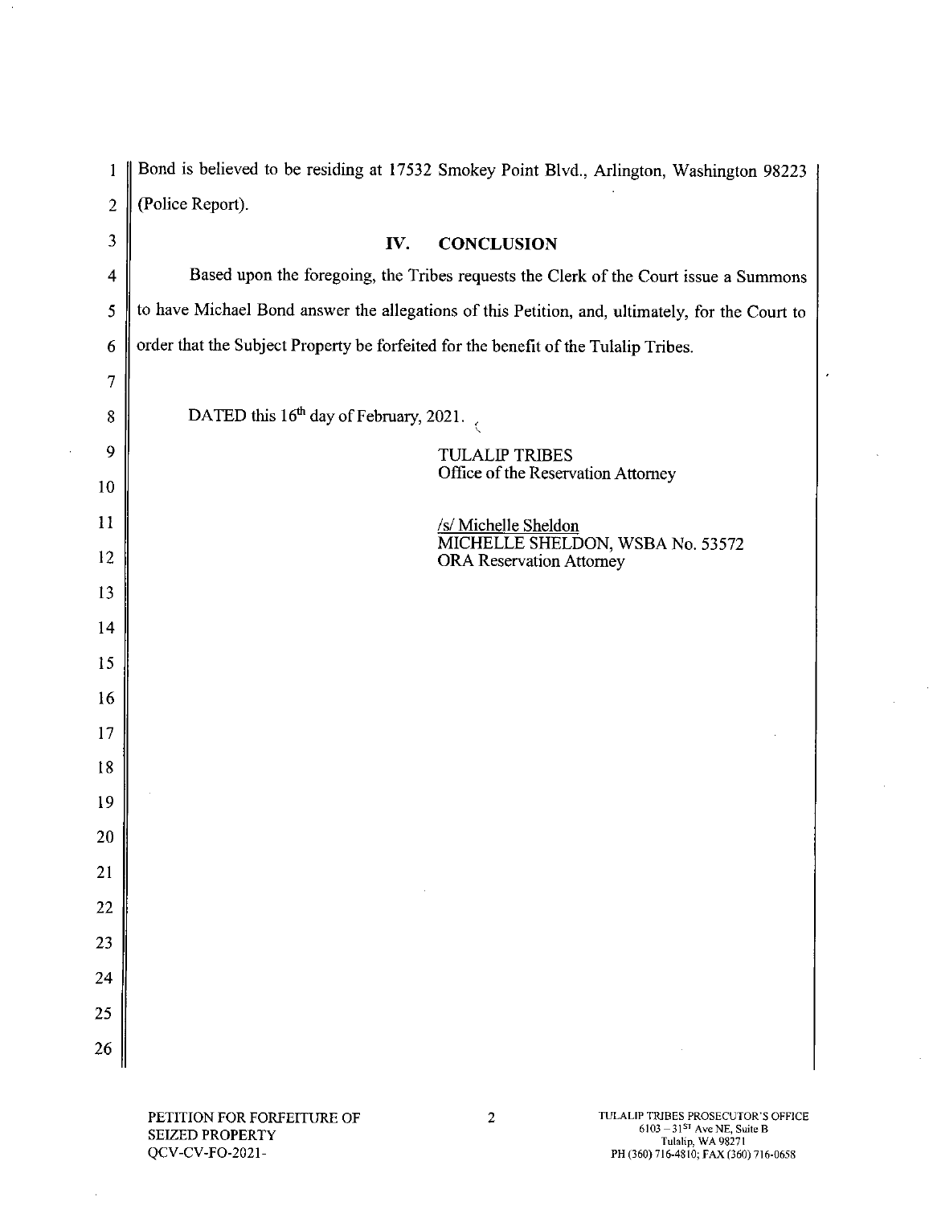Bond is believed to be residing at 17532 Smokey Point Blvd., Arlington, Washington 98223 (Police Report).

## IV. CONCLUSION

Based upon the foregoing, the Tribes requests the Clerk of the Court issue a Summons to have Michael Bond answer the allegations of this Petition, and, ultimately, for the Court to order that the Subject Property be forfeited for the benefit of the Tulalip Tribes.

DATED this 16th day of February, 2021.

TULALIP TRIBES
Office of the Reservation Attorney

/s/ Michelle Sheldon
MICHELLE SHELDON, WSBA No. 53572
ORA Reservation Attorney

PETITION FOR FORFEITURE OF SEIZED PROPERTY
QCV-CV-FO-2021-

TULALIP TRIBES PROSECUTOR'S OFFICE
6103 – 31ST Ave NE, Suite B
Tulalip, WA 98271
PH (360) 716-4810; FAX (360) 716-0658